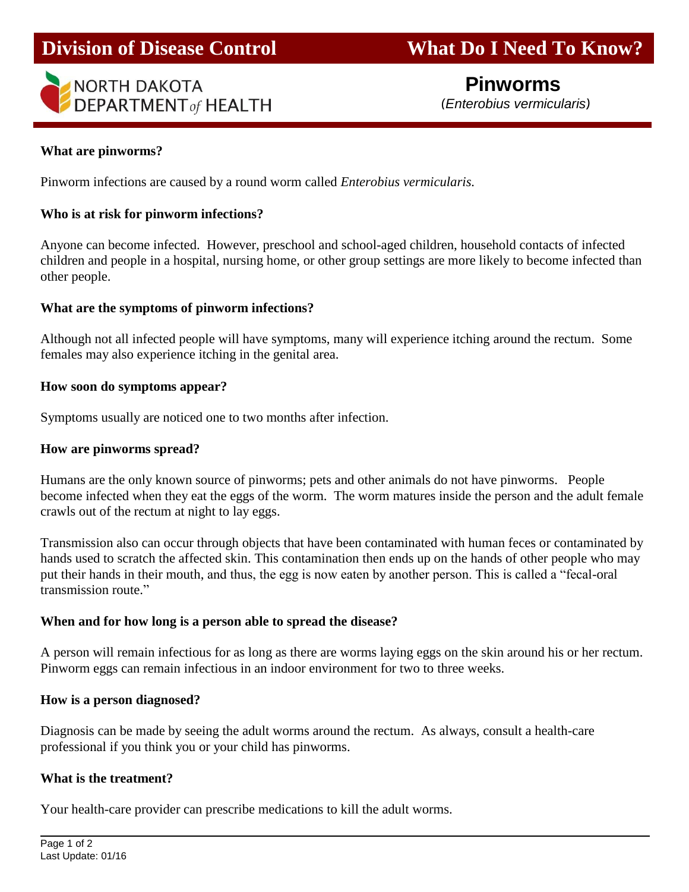# Division of Discase Control — What Do I Need To Know?

NORTH DAKOTA DEPARTMENT *of* HEALTH

## Pinworms

(*Enterobius vermicularis*)

**What are pinworms?**

Pinworm infections are caused by a round worm called *Enterobius vermicularis.*

**Who is at risk for pinworm infections?**

Anyone can become infected. However, preschool and school-aged children, household contacts of infected children and people in a hospital, nursing home, or other group settings are more likely to become infected than other people.

**What are the symptoms of pinworm infections?**

Although not all infected people will have symptoms, many will experience itching around the rectum. Some females may also experience itching in the genital area.

**How soon do symptoms appear?**

Symptoms usually are noticed one to two months after infection.

**How are pinworms spread?**

Humans are the only known source of pinworms; pets and other animals do not have pinworms. People become infected when they eat the eggs of the worm. The worm matures inside the person and the adult female crawls out of the rectum at night to lay eggs.

Transmission also can occur through objects that have been contaminated with human feces or contaminated by hands used to scratch the affected skin. This contamination then ends up on the hands of other people who may put their hands in their mouth, and thus, the egg is now eaten by another person. This is called a "fecal-oral transmission route."

**When and for how long is a person able to spread the disease?**

A person will remain infectious for as long as there are worms laying eggs on the skin around his or her rectum. Pinworm eggs can remain infectious in an indoor environment for two to three weeks.

**How is a person diagnosed?**

Diagnosis can be made by seeing the adult worms around the rectum. As always, consult a health-care professional if you think you or your child has pinworms.

**What is the treatment?**

Your health-care provider can prescribe medications to kill the adult worms.

Last Update: 01/16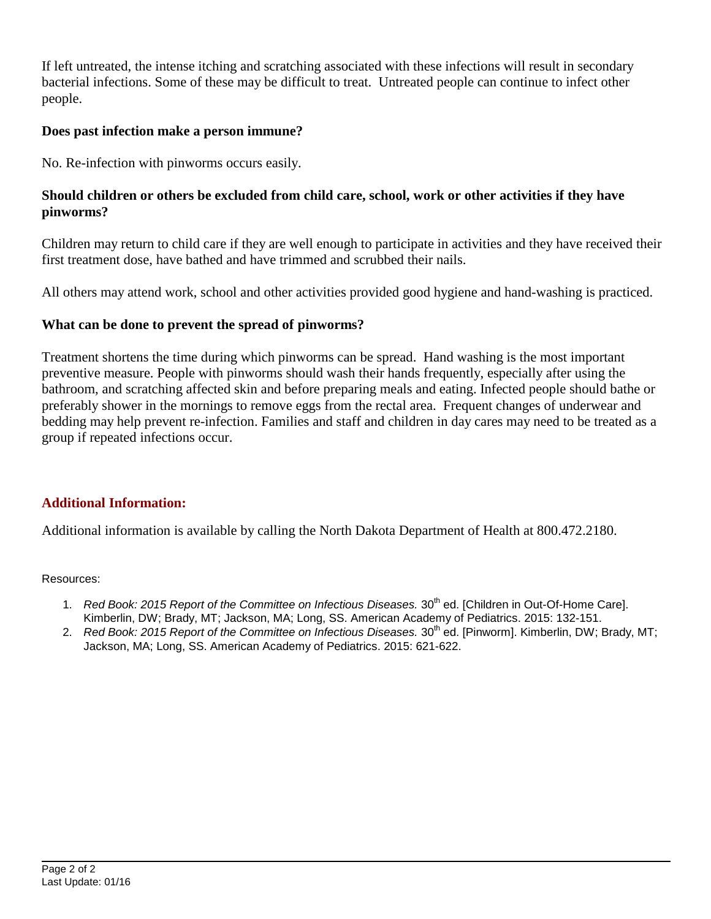If left untreated, the intense itching and scratching associated with these infections will result in secondary bacterial infections. Some of these may be difficult to treat. Untreated people can continue to infect other people.

**Does past infection make a person immune?**

No. Re-infection with pinworms occurs easily.

**Should children or others be excluded from child care, school, work or other activities if they have pinworms?**

Children may return to child care if they are well enough to participate in activities and they have received their first treatment dose, have bathed and have trimmed and scrubbed their nails.

All others may attend work, school and other activities provided good hygiene and hand-washing is practiced.

**What can be done to prevent the spread of pinworms?**

Treatment shortens the time during which pinworms can be spread. Hand washing is the most important preventive measure. People with pinworms should wash their hands frequently, especially after using the bathroom, and scratching affected skin and before preparing meals and eating. Infected people should bathe or preferably shower in the mornings to remove eggs from the rectal area. Frequent changes of underwear and bedding may help prevent re-infection. Families and staff and children in day cares may need to be treated as a group if repeated infections occur.

## Additional Information:

Additional information is available by calling the North Dakota Department of Health at 800.472.2180.

Resources:

1. *Red Book: 2015 Report of the Committee on Infectious Diseases.* 30th ed. [Children in Out-Of-Home Care]. Kimberlin, DW; Brady, MT; Jackson, MA; Long, SS. American Academy of Pediatrics. 2015: 132-151.
2. *Red Book: 2015 Report of the Committee on Infectious Diseases.* 30th ed. [Pinworm]. Kimberlin, DW; Brady, MT; Jackson, MA; Long, SS. American Academy of Pediatrics. 2015: 621-622.

Last Update: 01/16